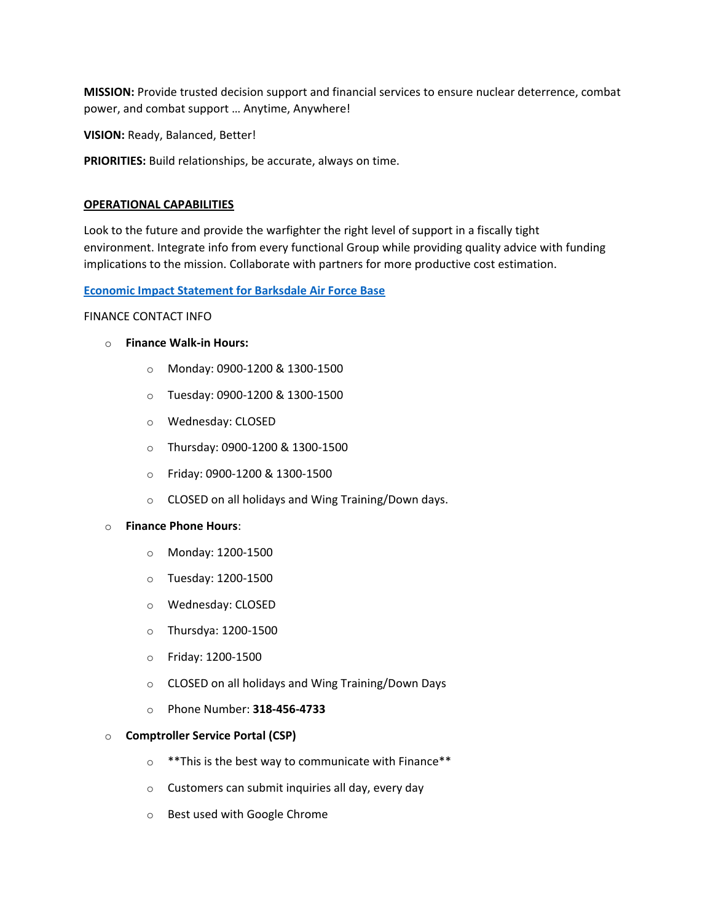**MISSION:** Provide trusted decision support and financial services to ensure nuclear deterrence, combat power, and combat support … Anytime, Anywhere!

**VISION:** Ready, Balanced, Better!

**PRIORITIES:** Build relationships, be accurate, always on time.

## OPERATIONAL CAPABILITIES

Look to the future and provide the warfighter the right level of support in a fiscally tight environment. Integrate info from every functional Group while providing quality advice with funding implications to the mission. Collaborate with partners for more productive cost estimation.

**Economic Impact Statement for Barksdale Air Force Base**

FINANCE CONTACT INFO

- **Finance Walk-in Hours:**
  - Monday: 0900-1200 & 1300-1500
  - Tuesday: 0900-1200 & 1300-1500
  - Wednesday: CLOSED
  - Thursday: 0900-1200 & 1300-1500
  - Friday: 0900-1200 & 1300-1500
  - CLOSED on all holidays and Wing Training/Down days.
- **Finance Phone Hours**:
  - Monday: 1200-1500
  - Tuesday: 1200-1500
  - Wednesday: CLOSED
  - Thursdya: 1200-1500
  - Friday: 1200-1500
  - CLOSED on all holidays and Wing Training/Down Days
  - Phone Number: **318-456-4733**
- **Comptroller Service Portal (CSP)**
  - **This is the best way to communicate with Finance**
  - Customers can submit inquiries all day, every day
  - Best used with Google Chrome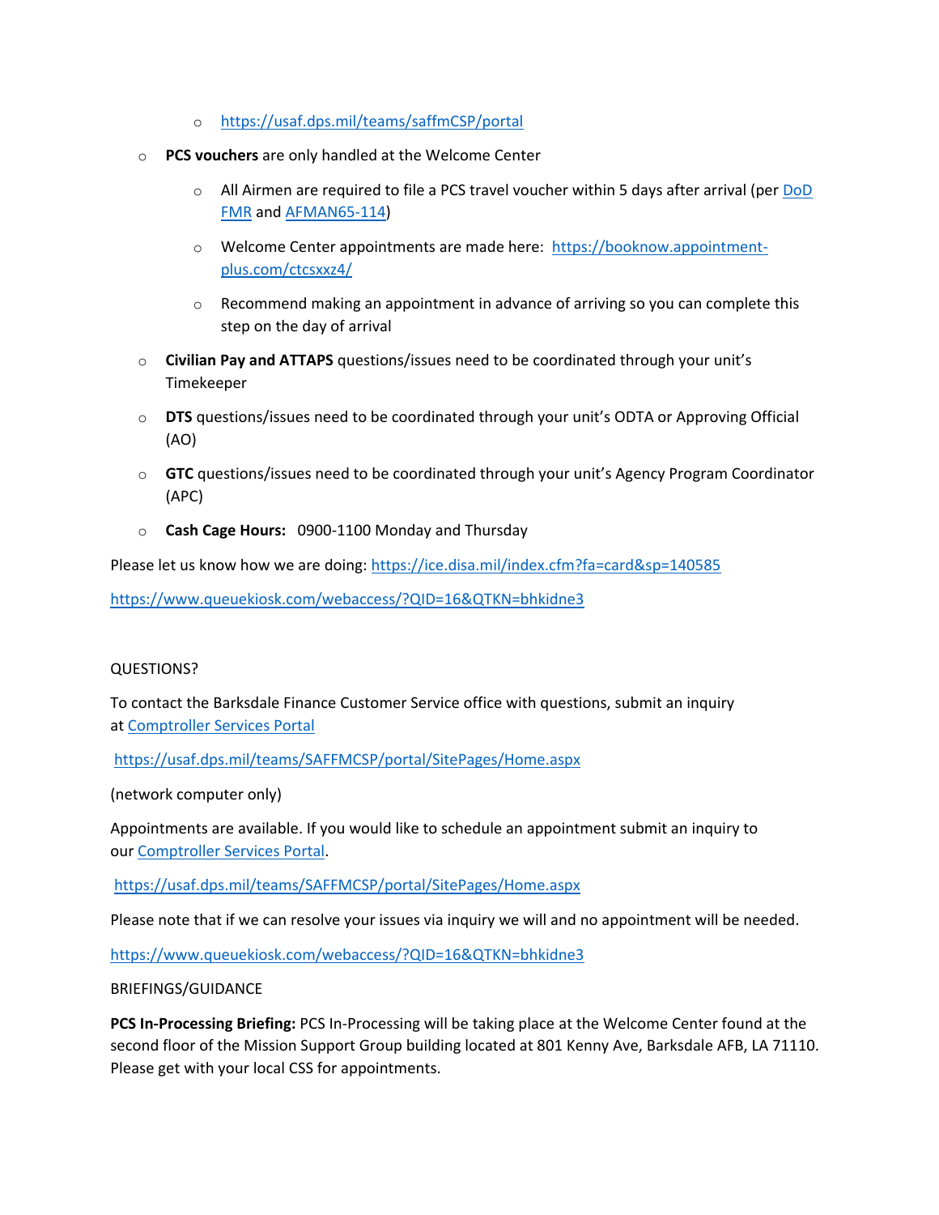- https://usaf.dps.mil/teams/saffmCSP/portal
- **PCS vouchers** are only handled at the Welcome Center
    - All Airmen are required to file a PCS travel voucher within 5 days after arrival (per DoD FMR and AFMAN65-114)
    - Welcome Center appointments are made here: https://booknow.appointment-plus.com/ctcsxxz4/
    - Recommend making an appointment in advance of arriving so you can complete this step on the day of arrival
- **Civilian Pay and ATTAPS** questions/issues need to be coordinated through your unit's Timekeeper
- **DTS** questions/issues need to be coordinated through your unit's ODTA or Approving Official (AO)
- **GTC** questions/issues need to be coordinated through your unit's Agency Program Coordinator (APC)
- **Cash Cage Hours:** 0900-1100 Monday and Thursday

Please let us know how we are doing: https://ice.disa.mil/index.cfm?fa=card&sp=140585

https://www.queuekiosk.com/webaccess/?QID=16&QTKN=bhkidne3

QUESTIONS?

To contact the Barksdale Finance Customer Service office with questions, submit an inquiry at Comptroller Services Portal

https://usaf.dps.mil/teams/SAFFMCSP/portal/SitePages/Home.aspx

(network computer only)

Appointments are available. If you would like to schedule an appointment submit an inquiry to our Comptroller Services Portal.

https://usaf.dps.mil/teams/SAFFMCSP/portal/SitePages/Home.aspx

Please note that if we can resolve your issues via inquiry we will and no appointment will be needed.

https://www.queuekiosk.com/webaccess/?QID=16&QTKN=bhkidne3

BRIEFINGS/GUIDANCE

**PCS In-Processing Briefing:** PCS In-Processing will be taking place at the Welcome Center found at the second floor of the Mission Support Group building located at 801 Kenny Ave, Barksdale AFB, LA 71110. Please get with your local CSS for appointments.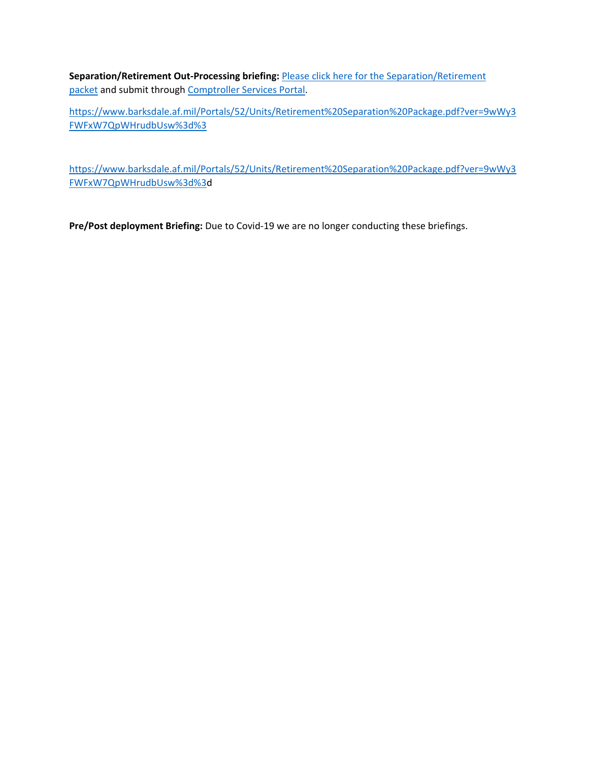**Separation/Retirement Out-Processing briefing:** Please click here for the Separation/Retirement packet and submit through Comptroller Services Portal.

https://www.barksdale.af.mil/Portals/52/Units/Retirement%20Separation%20Package.pdf?ver=9wWy3FWFxW7QpWHrudbUsw%3d%3

https://www.barksdale.af.mil/Portals/52/Units/Retirement%20Separation%20Package.pdf?ver=9wWy3FWFxW7QpWHrudbUsw%3d%3d

**Pre/Post deployment Briefing:** Due to Covid-19 we are no longer conducting these briefings.